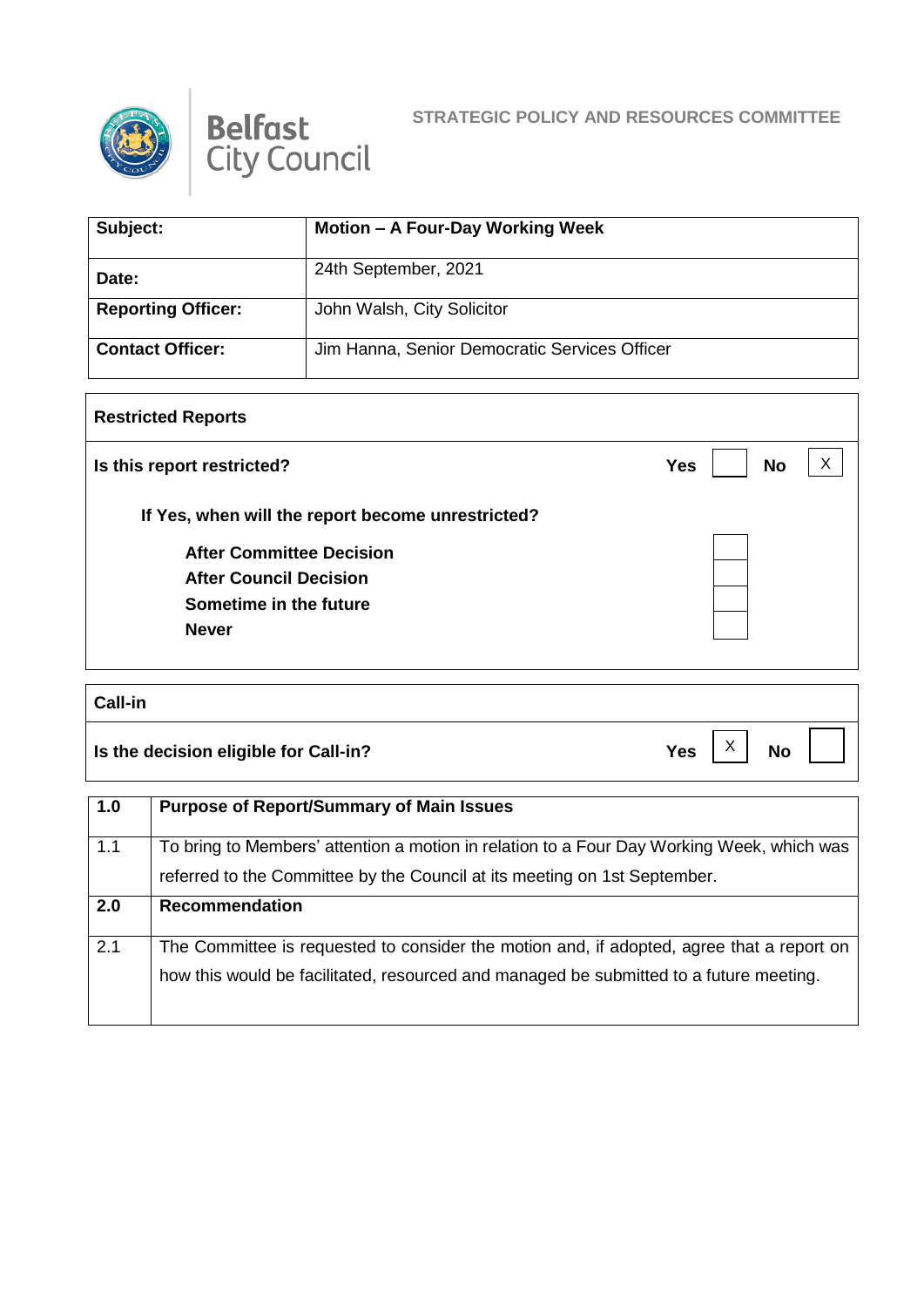Belfast City Council

STRATEGIC POLICY AND RESOURCES COMMITTEE

| Subject: | Motion – A Four-Day Working Week |
|---|---|
| Date: | 24th September, 2021 |
| Reporting Officer: | John Walsh, City Solicitor |
| Contact Officer: | Jim Hanna, Senior Democratic Services Officer |

| Restricted Reports | | | | |
|---|---|---|---|---|
| Is this report restricted? | Yes | | No | X |
| If Yes, when will the report become unrestricted? | | | | |
| After Committee Decision | | | | |
| After Council Decision | | | | |
| Sometime in the future | | | | |
| Never | | | | |

| Call-in | | | | |
|---|---|---|---|---|
| Is the decision eligible for Call-in? | Yes | X | No | |

| 1.0 | Purpose of Report/Summary of Main Issues |
|---|---|
| 1.1 | To bring to Members' attention a motion in relation to a Four Day Working Week, which was referred to the Committee by the Council at its meeting on 1st September. |
| **2.0** | **Recommendation** |
| 2.1 | The Committee is requested to consider the motion and, if adopted, agree that a report on how this would be facilitated, resourced and managed be submitted to a future meeting. |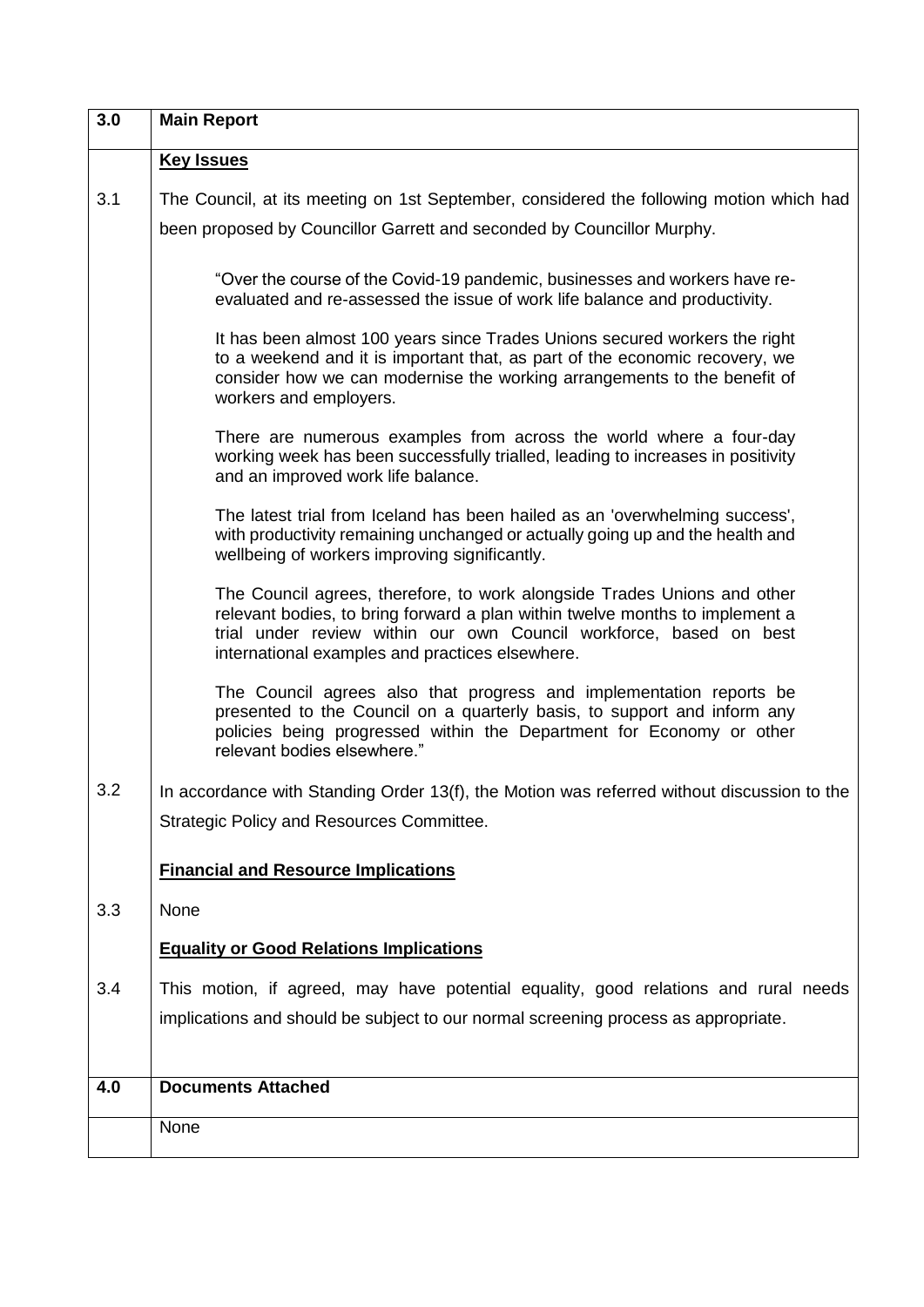| 3.0 | **Main Report** |
|---|---|
| | **<u>Key Issues</u>** |
| 3.1 | The Council, at its meeting on 1st September, considered the following motion which had been proposed by Councillor Garrett and seconded by Councillor Murphy.<br><br>"Over the course of the Covid-19 pandemic, businesses and workers have re-evaluated and re-assessed the issue of work life balance and productivity.<br><br>It has been almost 100 years since Trades Unions secured workers the right to a weekend and it is important that, as part of the economic recovery, we consider how we can modernise the working arrangements to the benefit of workers and employers.<br><br>There are numerous examples from across the world where a four-day working week has been successfully trialled, leading to increases in positivity and an improved work life balance.<br><br>The latest trial from Iceland has been hailed as an 'overwhelming success', with productivity remaining unchanged or actually going up and the health and wellbeing of workers improving significantly.<br><br>The Council agrees, therefore, to work alongside Trades Unions and other relevant bodies, to bring forward a plan within twelve months to implement a trial under review within our own Council workforce, based on best international examples and practices elsewhere.<br><br>The Council agrees also that progress and implementation reports be presented to the Council on a quarterly basis, to support and inform any policies being progressed within the Department for Economy or other relevant bodies elsewhere." |
| 3.2 | In accordance with Standing Order 13(f), the Motion was referred without discussion to the Strategic Policy and Resources Committee. |
| | **<u>Financial and Resource Implications</u>** |
| 3.3 | None |
| | **<u>Equality or Good Relations Implications</u>** |
| 3.4 | This motion, if agreed, may have potential equality, good relations and rural needs implications and should be subject to our normal screening process as appropriate. |
| **4.0** | **Documents Attached** |
| | None |